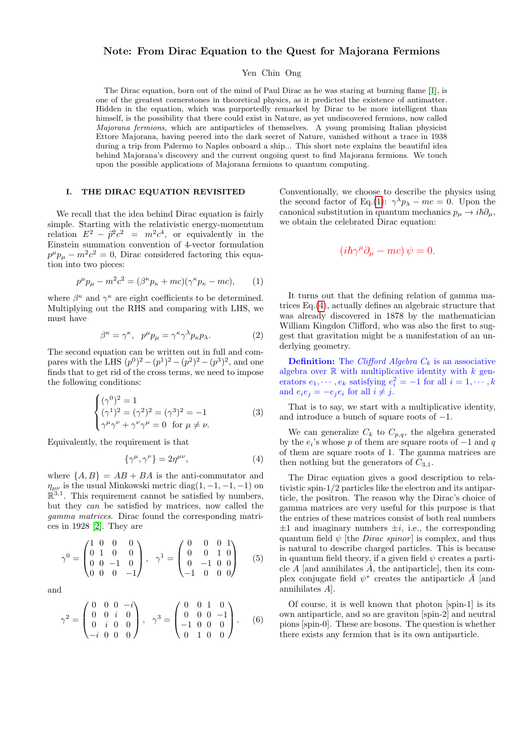# Note: From Dirac Equation to the Quest for Majorana Fermions

Yen Chin Ong

The Dirac equation, born out of the mind of Paul Dirac as he was staring at burning flame [1], is one of the greatest cornerstones in theoretical physics, as it predicted the existence of antimatter. Hidden in the equation, which was purportedly remarked by Dirac to be more intelligent than himself, is the possibility that there could exist in Nature, as yet undiscovered fermions, now called *Majorana fermions*, which are antiparticles of themselves. A young promising Italian physicist Ettore Majorana, having peered into the dark secret of Nature, vanished without a trace in 1938 during a trip from Palermo to Naples onboard a ship... This short note explains the beautiful idea behind Majorana's discovery and the current ongoing quest to find Majorana fermions. We touch upon the possible applications of Majorana fermions to quantum computing.

## I. THE DIRAC EQUATION REVISITED

We recall that the idea behind Dirac equation is fairly simple. Starting with the relativistic energy-momentum relation $E^2 - \vec{p}^2c^2 = m^2c^4$, or equivalently in the Einstein summation convention of 4-vector formulation $p^\mu p_\mu - m^2c^2 = 0$, Dirac considered factoring this equation into two pieces:

$$p^\mu p_\mu - m^2c^2 = (\beta^\kappa p_\kappa + mc)(\gamma^\kappa p_\kappa - mc), \quad (1)$$

where $\beta^\kappa$ and $\gamma^\kappa$ are eight coefficients to be determined. Multiplying out the RHS and comparing with LHS, we must have

$$\beta^\kappa = \gamma^\kappa, \quad p^\mu p_\mu = \gamma^\kappa\gamma^\lambda p_\kappa p_\lambda. \quad (2)$$

The second equation can be written out in full and compares with the LHS $(p^0)^2 - (p^1)^2 - (p^2)^2 - (p^3)^2$, and one finds that to get rid of the cross terms, we need to impose the following conditions:

$$\begin{cases} (\gamma^0)^2 = 1 \\ (\gamma^1)^2 = (\gamma^2)^2 = (\gamma^3)^2 = -1 \\ \gamma^\mu\gamma^\nu + \gamma^\nu\gamma^\mu = 0 \ \text{ for } \mu \neq \nu. \end{cases} \quad (3)$$

Equivalently, the requirement is that

$$\{\gamma^\mu, \gamma^\nu\} = 2\eta^{\mu\nu}, \quad (4)$$

where $\{A, B\} = AB + BA$ is the anti-commutator and $\eta_{\mu\nu}$ is the usual Minkowski metric diag$(1, -1, -1, -1)$ on $\mathbb{R}^{3,1}$. This requirement cannot be satisfied by numbers, but they *can* be satisfied by matrices, now called the *gamma matrices*. Dirac found the corresponding matrices in 1928 [2]. They are

$$\gamma^0 = \begin{pmatrix} 1 & 0 & 0 & 0 \\ 0 & 1 & 0 & 0 \\ 0 & 0 & -1 & 0 \\ 0 & 0 & 0 & -1 \end{pmatrix}, \quad \gamma^1 = \begin{pmatrix} 0 & 0 & 0 & 1 \\ 0 & 0 & 1 & 0 \\ 0 & -1 & 0 & 0 \\ -1 & 0 & 0 & 0 \end{pmatrix} \quad (5)$$

and

$$\gamma^2 = \begin{pmatrix} 0 & 0 & 0 & -i \\ 0 & 0 & i & 0 \\ 0 & i & 0 & 0 \\ -i & 0 & 0 & 0 \end{pmatrix}, \quad \gamma^3 = \begin{pmatrix} 0 & 0 & 1 & 0 \\ 0 & 0 & 0 & -1 \\ -1 & 0 & 0 & 0 \\ 0 & 1 & 0 & 0 \end{pmatrix}. \quad (6)$$

Conventionally, we choose to describe the physics using the second factor of Eq.(1): $\gamma^\lambda p_\lambda - mc = 0$. Upon the canonical substitution in quantum mechanics $p_\mu \to i\hbar\partial_\mu$, we obtain the celebrated Dirac equation:

$$(i\hbar\gamma^\mu\partial_\mu - mc)\,\psi = 0.$$

It turns out that the defining relation of gamma matrices Eq.(4), actually defines an algebraic structure that was already discovered in 1878 by the mathematician William Kingdon Clifford, who was also the first to suggest that gravitation might be a manifestation of an underlying geometry.

**Definition:** The *Clifford Algebra* $C_k$ is an associative algebra over $\mathbb{R}$ with multiplicative identity with $k$ generators $e_1, \cdots, e_k$ satisfying $e_i^2 = -1$ for all $i = 1, \cdots, k$ and $e_ie_j = -e_je_i$ for all $i \neq j$.

That is to say, we start with a multiplicative identity, and introduce a bunch of square roots of $-1$.

We can generalize $C_k$ to $C_{p,q}$, the algebra generated by the $e_i$'s whose $p$ of them are square roots of $-1$ and $q$ of them are square roots of 1. The gamma matrices are then nothing but the generators of $C_{3,1}$.

The Dirac equation gives a good description to relativistic spin-1/2 particles like the electron and its antiparticle, the positron. The reason why the Dirac's choice of gamma matrices are very useful for this purpose is that the entries of these matrices consist of both real numbers $\pm 1$ and imaginary numbers $\pm i$, i.e., the corresponding quantum field $\psi$ [the *Dirac spinor*] is complex, and thus is natural to describe charged particles. This is because in quantum field theory, if a given field $\psi$ creates a particle $A$ [and annihilates $\bar{A}$, the antiparticle], then its complex conjugate field $\psi^*$ creates the antiparticle $\bar{A}$ [and annihilates $A$].

Of course, it is well known that photon [spin-1] is its own antiparticle, and so are graviton [spin-2] and neutral pions [spin-0]. These are bosons. The question is whether there exists any fermion that is its own antiparticle.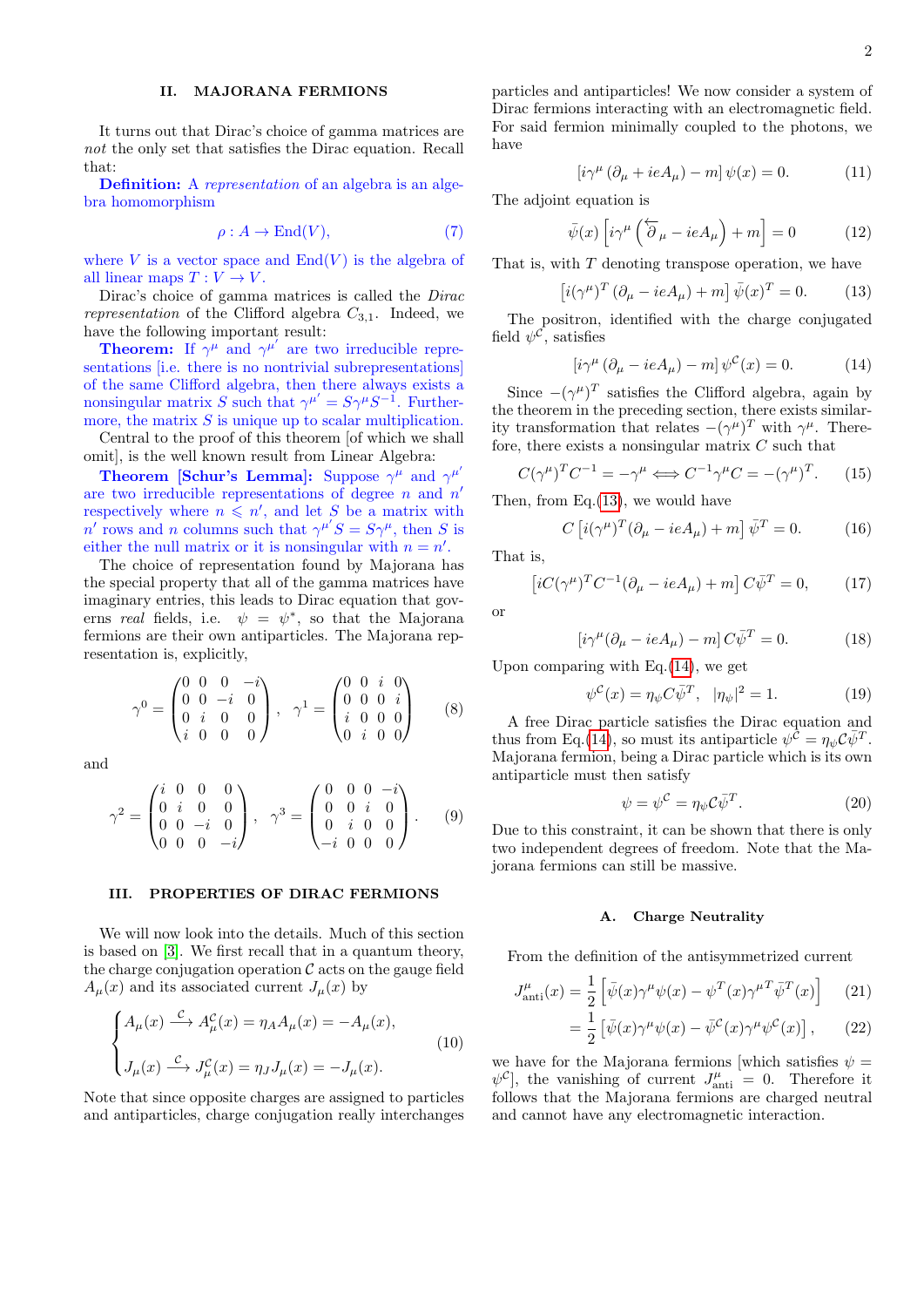## II. MAJORANA FERMIONS

It turns out that Dirac's choice of gamma matrices are *not* the only set that satisfies the Dirac equation. Recall that:

**Definition:** A *representation* of an algebra is an algebra homomorphism

$$\rho : A \to \mathrm{End}(V), \tag{7}$$

where $V$ is a vector space and $\mathrm{End}(V)$ is the algebra of all linear maps $T : V \to V$.

Dirac's choice of gamma matrices is called the *Dirac representation* of the Clifford algebra $C_{3,1}$. Indeed, we have the following important result:

**Theorem:** If $\gamma^\mu$ and $\gamma^{\mu'}$ are two irreducible representations [i.e. there is no nontrivial subrepresentations] of the same Clifford algebra, then there always exists a nonsingular matrix $S$ such that $\gamma^{\mu'} = S\gamma^\mu S^{-1}$. Furthermore, the matrix $S$ is unique up to scalar multiplication.

Central to the proof of this theorem [of which we shall omit], is the well known result from Linear Algebra:

**Theorem [Schur's Lemma]:** Suppose $\gamma^\mu$ and $\gamma^{\mu'}$ are two irreducible representations of degree $n$ and $n'$ respectively where $n \leqslant n'$, and let $S$ be a matrix with $n'$ rows and $n$ columns such that $\gamma^{\mu'} S = S\gamma^\mu$, then $S$ is either the null matrix or it is nonsingular with $n = n'$.

The choice of representation found by Majorana has the special property that all of the gamma matrices have imaginary entries, this leads to Dirac equation that governs *real* fields, i.e. $\psi = \psi^*$, so that the Majorana fermions are their own antiparticles. The Majorana representation is, explicitly,

$$\gamma^0 = \begin{pmatrix} 0 & 0 & 0 & -i \\ 0 & 0 & -i & 0 \\ 0 & i & 0 & 0 \\ i & 0 & 0 & 0 \end{pmatrix}, \quad \gamma^1 = \begin{pmatrix} 0 & 0 & i & 0 \\ 0 & 0 & 0 & i \\ i & 0 & 0 & 0 \\ 0 & i & 0 & 0 \end{pmatrix} \tag{8}$$

and

$$\gamma^2 = \begin{pmatrix} i & 0 & 0 & 0 \\ 0 & i & 0 & 0 \\ 0 & 0 & -i & 0 \\ 0 & 0 & 0 & -i \end{pmatrix}, \quad \gamma^3 = \begin{pmatrix} 0 & 0 & 0 & -i \\ 0 & 0 & i & 0 \\ 0 & i & 0 & 0 \\ -i & 0 & 0 & 0 \end{pmatrix}. \tag{9}$$

## III. PROPERTIES OF DIRAC FERMIONS

We will now look into the details. Much of this section is based on [3]. We first recall that in a quantum theory, the charge conjugation operation $\mathcal{C}$ acts on the gauge field $A_\mu(x)$ and its associated current $J_\mu(x)$ by

$$\begin{cases} A_\mu(x) \xrightarrow{\mathcal{C}} A_\mu^{\mathcal{C}}(x) = \eta_A A_\mu(x) = -A_\mu(x), \\ J_\mu(x) \xrightarrow{\mathcal{C}} J_\mu^{\mathcal{C}}(x) = \eta_J J_\mu(x) = -J_\mu(x). \end{cases} \tag{10}$$

Note that since opposite charges are assigned to particles and antiparticles, charge conjugation really interchanges particles and antiparticles! We now consider a system of Dirac fermions interacting with an electromagnetic field. For said fermion minimally coupled to the photons, we have

$$\left[i\gamma^\mu\left(\partial_\mu + ieA_\mu\right) - m\right]\psi(x) = 0. \tag{11}$$

The adjoint equation is

$$\bar{\psi}(x)\left[i\gamma^\mu\left(\overleftarrow{\partial}_\mu - ieA_\mu\right) + m\right] = 0 \tag{12}$$

That is, with $T$ denoting transpose operation, we have

$$\left[i(\gamma^\mu)^T\left(\partial_\mu - ieA_\mu\right) + m\right]\bar{\psi}(x)^T = 0. \tag{13}$$

The positron, identified with the charge conjugated field $\psi^{\mathcal{C}}$, satisfies

$$\left[i\gamma^\mu\left(\partial_\mu - ieA_\mu\right) - m\right]\psi^{\mathcal{C}}(x) = 0. \tag{14}$$

Since $-(\gamma^\mu)^T$ satisfies the Clifford algebra, again by the theorem in the preceding section, there exists similarity transformation that relates $-(\gamma^\mu)^T$ with $\gamma^\mu$. Therefore, there exists a nonsingular matrix $C$ such that

$$C(\gamma^\mu)^T C^{-1} = -\gamma^\mu \iff C^{-1}\gamma^\mu C = -(\gamma^\mu)^T. \tag{15}$$

Then, from Eq.(13), we would have

$$C\left[i(\gamma^\mu)^T(\partial_\mu - ieA_\mu) + m\right]\bar{\psi}^T = 0. \tag{16}$$

That is,

$$\left[iC(\gamma^\mu)^T C^{-1}(\partial_\mu - ieA_\mu) + m\right]C\bar{\psi}^T = 0, \tag{17}$$

or

$$\left[i\gamma^\mu(\partial_\mu - ieA_\mu) - m\right]C\bar{\psi}^T = 0. \tag{18}$$

Upon comparing with Eq.(14), we get

$$\psi^{\mathcal{C}}(x) = \eta_\psi C\bar{\psi}^T, \quad |\eta_\psi|^2 = 1. \tag{19}$$

A free Dirac particle satisfies the Dirac equation and thus from Eq.(14), so must its antiparticle $\psi^{\mathcal{C}} = \eta_\psi \mathcal{C}\bar{\psi}^T$. Majorana fermion, being a Dirac particle which is its own antiparticle must then satisfy

$$\psi = \psi^{\mathcal{C}} = \eta_\psi \mathcal{C}\bar{\psi}^T. \tag{20}$$

Due to this constraint, it can be shown that there is only two independent degrees of freedom. Note that the Majorana fermions can still be massive.

### A. Charge Neutrality

From the definition of the antisymmetrized current

$$\begin{aligned} J^\mu_{\text{anti}}(x) &= \frac{1}{2}\left[\bar{\psi}(x)\gamma^\mu\psi(x) - \psi^T(x)\gamma^{\mu T}\bar{\psi}^T(x)\right] && (21) \\ &= \frac{1}{2}\left[\bar{\psi}(x)\gamma^\mu\psi(x) - \bar{\psi}^{\mathcal{C}}(x)\gamma^\mu\psi^{\mathcal{C}}(x)\right], && (22) \end{aligned}$$

we have for the Majorana fermions [which satisfies $\psi = \psi^{\mathcal{C}}$], the vanishing of current $J^\mu_{\text{anti}} = 0$. Therefore it follows that the Majorana fermions are charged neutral and cannot have any electromagnetic interaction.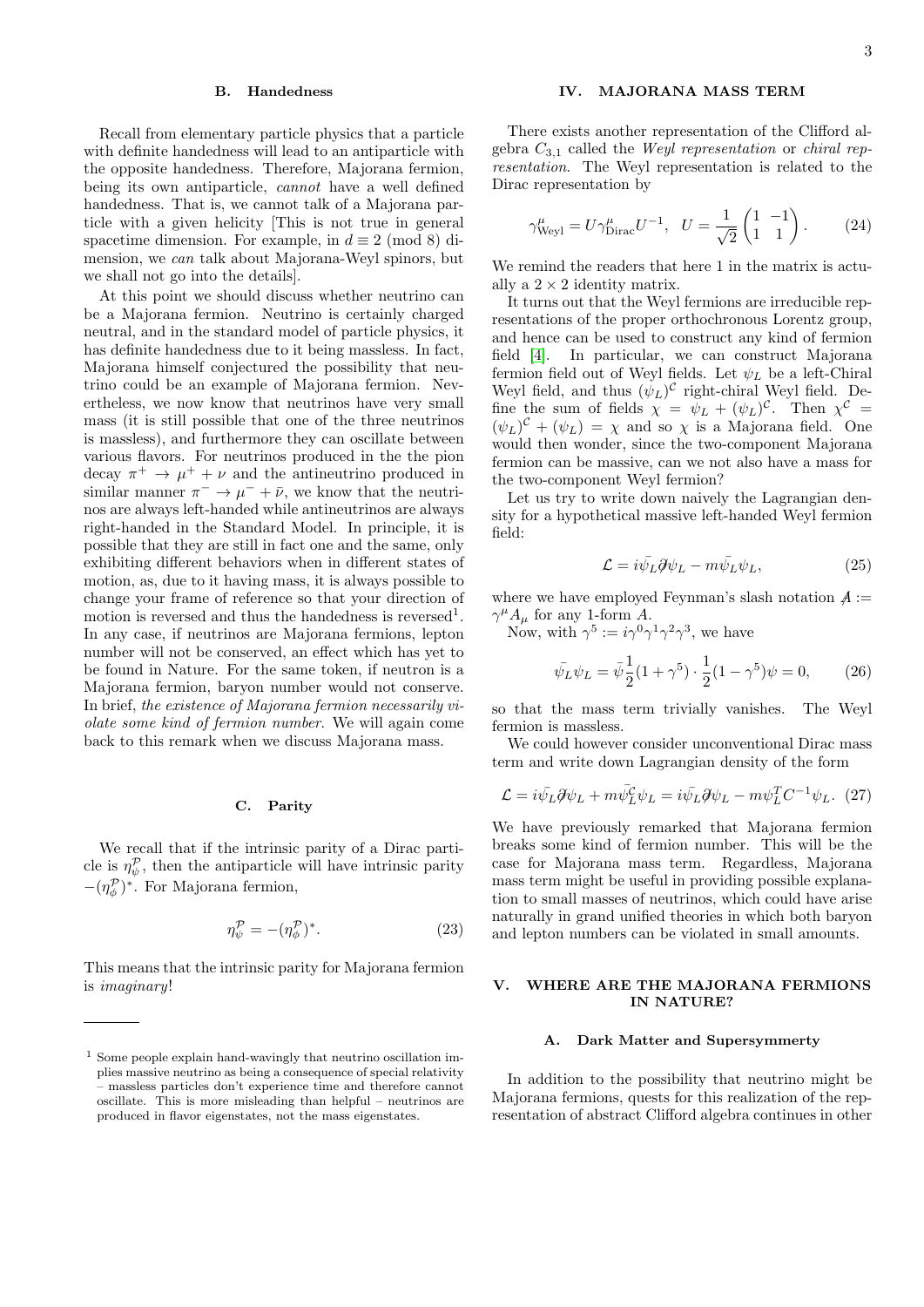### B. Handedness

Recall from elementary particle physics that a particle with definite handedness will lead to an antiparticle with the opposite handedness. Therefore, Majorana fermion, being its own antiparticle, *cannot* have a well defined handedness. That is, we cannot talk of a Majorana particle with a given helicity [This is not true in general spacetime dimension. For example, in $d \equiv 2 \pmod 8$ dimension, we *can* talk about Majorana-Weyl spinors, but we shall not go into the details].

At this point we should discuss whether neutrino can be a Majorana fermion. Neutrino is certainly charged neutral, and in the standard model of particle physics, it has definite handedness due to it being massless. In fact, Majorana himself conjectured the possibility that neutrino could be an example of Majorana fermion. Nevertheless, we now know that neutrinos have very small mass (it is still possible that one of the three neutrinos is massless), and furthermore they can oscillate between various flavors. For neutrinos produced in the the pion decay $\pi^+ \to \mu^+ + \nu$ and the antineutrino produced in similar manner $\pi^- \to \mu^- + \bar{\nu}$, we know that the neutrinos are always left-handed while antineutrinos are always right-handed in the Standard Model. In principle, it is possible that they are still in fact one and the same, only exhibiting different behaviors when in different states of motion, as, due to it having mass, it is always possible to change your frame of reference so that your direction of motion is reversed and thus the handedness is reversed[1]. In any case, if neutrinos are Majorana fermions, lepton number will not be conserved, an effect which has yet to be found in Nature. For the same token, if neutron is a Majorana fermion, baryon number would not conserve. In brief, *the existence of Majorana fermion necessarily violate some kind of fermion number*. We will again come back to this remark when we discuss Majorana mass.

### C. Parity

We recall that if the intrinsic parity of a Dirac particle is $\eta_\psi^{\mathcal{P}}$, then the antiparticle will have intrinsic parity $-(\eta_\phi^{\mathcal{P}})^*$. For Majorana fermion,

$$\eta_\psi^{\mathcal{P}} = -(\eta_\phi^{\mathcal{P}})^*. \tag{23}$$

This means that the intrinsic parity for Majorana fermion is *imaginary*!

[1] Some people explain hand-wavingly that neutrino oscillation implies massive neutrino as being a consequence of special relativity – massless particles don't experience time and therefore cannot oscillate. This is more misleading than helpful – neutrinos are produced in flavor eigenstates, not the mass eigenstates.

## IV. MAJORANA MASS TERM

There exists another representation of the Clifford algebra $C_{3,1}$ called the *Weyl representation* or *chiral representation*. The Weyl representation is related to the Dirac representation by

$$\gamma^\mu_{\text{Weyl}} = U\gamma^\mu_{\text{Dirac}}U^{-1}, \quad U = \frac{1}{\sqrt{2}}\begin{pmatrix} 1 & -1 \\ 1 & 1 \end{pmatrix}. \tag{24}$$

We remind the readers that here 1 in the matrix is actually a $2 \times 2$ identity matrix.

It turns out that the Weyl fermions are irreducible representations of the proper orthochronous Lorentz group, and hence can be used to construct any kind of fermion field [4]. In particular, we can construct Majorana fermion field out of Weyl fields. Let $\psi_L$ be a left-Chiral Weyl field, and thus $(\psi_L)^{\mathcal{C}}$ right-chiral Weyl field. Define the sum of fields $\chi = \psi_L + (\psi_L)^{\mathcal{C}}$. Then $\chi^{\mathcal{C}} = (\psi_L)^{\mathcal{C}} + (\psi_L) = \chi$ and so $\chi$ is a Majorana field. One would then wonder, since the two-component Majorana fermion can be massive, can we not also have a mass for the two-component Weyl fermion?

Let us try to write down naively the Lagrangian density for a hypothetical massive left-handed Weyl fermion field:

$$\mathcal{L} = i\bar{\psi_L}\partial\!\!\!/\psi_L - m\bar{\psi_L}\psi_L, \tag{25}$$

where we have employed Feynman's slash notation $A\!\!\!/ := \gamma^\mu A_\mu$ for any 1-form $A$.

Now, with $\gamma^5 := i\gamma^0\gamma^1\gamma^2\gamma^3$, we have

$$\bar{\psi_L}\psi_L = \bar{\psi}\frac{1}{2}(1+\gamma^5)\cdot\frac{1}{2}(1-\gamma^5)\psi = 0, \tag{26}$$

so that the mass term trivially vanishes. The Weyl fermion is massless.

We could however consider unconventional Dirac mass term and write down Lagrangian density of the form

$$\mathcal{L} = i\bar{\psi_L}\partial\!\!\!/\psi_L + m\bar{\psi_L^{\mathcal{C}}}\psi_L = i\bar{\psi_L}\partial\!\!\!/\psi_L - m\psi_L^T C^{-1}\psi_L. \tag{27}$$

We have previously remarked that Majorana fermion breaks some kind of fermion number. This will be the case for Majorana mass term. Regardless, Majorana mass term might be useful in providing possible explanation to small masses of neutrinos, which could have arise naturally in grand unified theories in which both baryon and lepton numbers can be violated in small amounts.

## V. WHERE ARE THE MAJORANA FERMIONS IN NATURE?

### A. Dark Matter and Supersymmertry

In addition to the possibility that neutrino might be Majorana fermions, quests for this realization of the representation of abstract Clifford algebra continues in other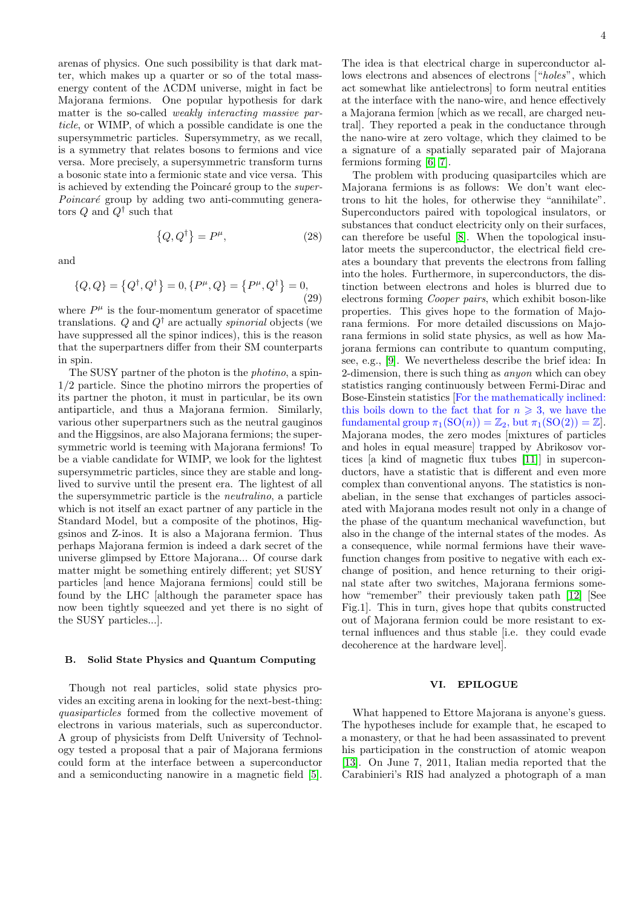arenas of physics. One such possibility is that dark matter, which makes up a quarter or so of the total mass-energy content of the ΛCDM universe, might in fact be Majorana fermions. One popular hypothesis for dark matter is the so-called *weakly interacting massive particle*, or WIMP, of which a possible candidate is one the supersymmetric particles. Supersymmetry, as we recall, is a symmetry that relates bosons to fermions and vice versa. More precisely, a supersymmetric transform turns a bosonic state into a fermionic state and vice versa. This is achieved by extending the Poincaré group to the *super-Poincaré* group by adding two anti-commuting generators $Q$ and $Q^\dagger$ such that

$$\left\{Q, Q^\dagger\right\} = P^\mu, \tag{28}$$

and

$$\left\{Q, Q\right\} = \left\{Q^\dagger, Q^\dagger\right\} = 0, \left\{P^\mu, Q\right\} = \left\{P^\mu, Q^\dagger\right\} = 0, \tag{29}$$

where $P^\mu$ is the four-momentum generator of spacetime translations. $Q$ and $Q^\dagger$ are actually *spinorial* objects (we have suppressed all the spinor indices), this is the reason that the superpartners differ from their SM counterparts in spin.

The SUSY partner of the photon is the *photino*, a spin-1/2 particle. Since the photino mirrors the properties of its partner the photon, it must in particular, be its own antiparticle, and thus a Majorana fermion. Similarly, various other superpartners such as the neutral gauginos and the Higgsinos, are also Majorana fermions; the supersymmetric world is teeming with Majorana fermions! To be a viable candidate for WIMP, we look for the lightest supersymmetric particles, since they are stable and long-lived to survive until the present era. The lightest of all the supersymmetric particle is the *neutralino*, a particle which is not itself an exact partner of any particle in the Standard Model, but a composite of the photinos, Higgsinos and Z-inos. It is also a Majorana fermion. Thus perhaps Majorana fermion is indeed a dark secret of the universe glimpsed by Ettore Majorana... Of course dark matter might be something entirely different; yet SUSY particles [and hence Majorana fermions] could still be found by the LHC [although the parameter space has now been tightly squeezed and yet there is no sight of the SUSY particles...].

### B. Solid State Physics and Quantum Computing

Though not real particles, solid state physics provides an exciting arena in looking for the next-best-thing: *quasiparticles* formed from the collective movement of electrons in various materials, such as superconductor. A group of physicists from Delft University of Technology tested a proposal that a pair of Majorana fermions could form at the interface between a superconductor and a semiconducting nanowire in a magnetic field [5]. The idea is that electrical charge in superconductor allows electrons and absences of electrons ["*holes*", which act somewhat like antielectrons] to form neutral entities at the interface with the nano-wire, and hence effectively a Majorana fermion [which as we recall, are charged neutral]. They reported a peak in the conductance through the nano-wire at zero voltage, which they claimed to be a signature of a spatially separated pair of Majorana fermions forming [6, 7].

The problem with producing quasipartciles which are Majorana fermions is as follows: We don't want electrons to hit the holes, for otherwise they "annihilate". Superconductors paired with topological insulators, or substances that conduct electricity only on their surfaces, can therefore be useful [8]. When the topological insulator meets the superconductor, the electrical field creates a boundary that prevents the electrons from falling into the holes. Furthermore, in superconductors, the distinction between electrons and holes is blurred due to electrons forming *Cooper pairs*, which exhibit boson-like properties. This gives hope to the formation of Majorana fermions. For more detailed discussions on Majorana fermions in solid state physics, as well as how Majorana fermions can contribute to quantum computing, see, e.g., [9]. We nevertheless describe the brief idea: In 2-dimension, there is such thing as *anyon* which can obey statistics ranging continuously between Fermi-Dirac and Bose-Einstein statistics [For the mathematically inclined: this boils down to the fact that for $n \geqslant 3$, we have the fundamental group $\pi_1(\mathrm{SO}(n)) = \mathbb{Z}_2$, but $\pi_1(\mathrm{SO}(2)) = \mathbb{Z}$]. Majorana modes, the zero modes [mixtures of particles and holes in equal measure] trapped by Abrikosov vortices [a kind of magnetic flux tubes [11]] in superconductors, have a statistic that is different and even more complex than conventional anyons. The statistics is non-abelian, in the sense that exchanges of particles associated with Majorana modes result not only in a change of the phase of the quantum mechanical wavefunction, but also in the change of the internal states of the modes. As a consequence, while normal fermions have their wavefunction changes from positive to negative with each exchange of position, and hence returning to their original state after two switches, Majorana fermions somehow "remember" their previously taken path [12] [See Fig.1]. This in turn, gives hope that qubits constructed out of Majorana fermion could be more resistant to external influences and thus stable [i.e. they could evade decoherence at the hardware level].

## VI. EPILOGUE

What happened to Ettore Majorana is anyone's guess. The hypotheses include for example that, he escaped to a monastery, or that he had been assassinated to prevent his participation in the construction of atomic weapon [13]. On June 7, 2011, Italian media reported that the Carabinieri's RIS had analyzed a photograph of a man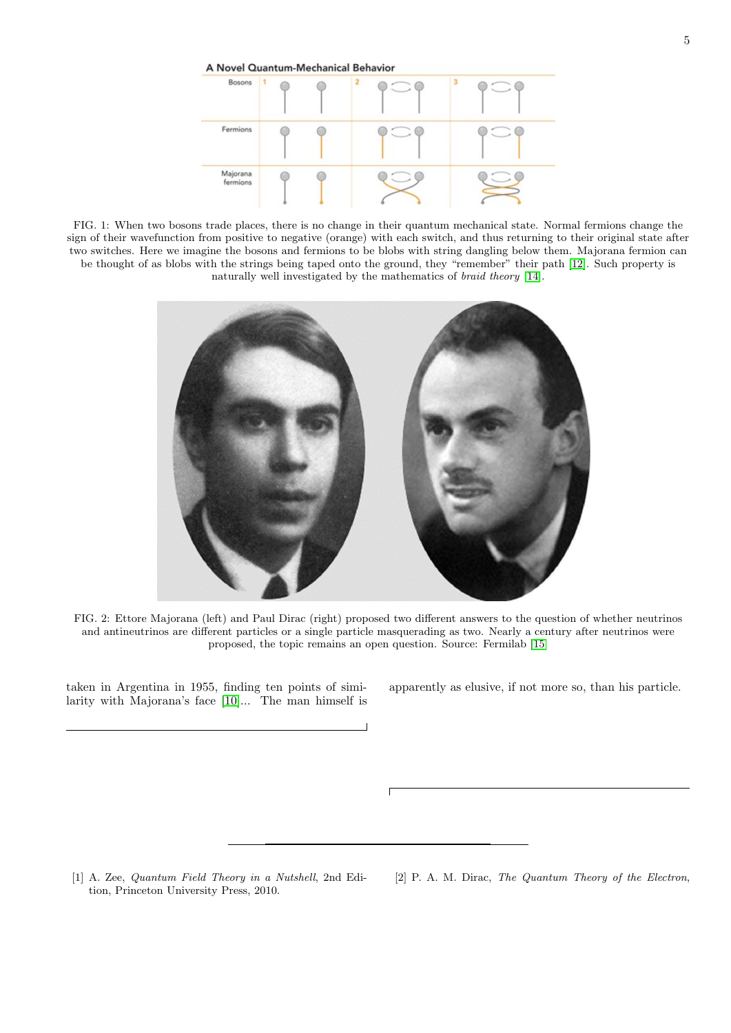FIG. 1: When two bosons trade places, there is no change in their quantum mechanical state. Normal fermions change the sign of their wavefunction from positive to negative (orange) with each switch, and thus returning to their original state after two switches. Here we imagine the bosons and fermions to be blobs with string dangling below them. Majorana fermion can be thought of as blobs with the strings being taped onto the ground, they "remember" their path [12]. Such property is naturally well investigated by the mathematics of *braid theory* [14].

FIG. 2: Ettore Majorana (left) and Paul Dirac (right) proposed two different answers to the question of whether neutrinos and antineutrinos are different particles or a single particle masquerading as two. Nearly a century after neutrinos were proposed, the topic remains an open question. Source: Fermilab [15]

taken in Argentina in 1955, finding ten points of similarity with Majorana's face [10]... The man himself is apparently as elusive, if not more so, than his particle.

---

[1] A. Zee, *Quantum Field Theory in a Nutshell*, 2nd Edition, Princeton University Press, 2010.

[2] P. A. M. Dirac, *The Quantum Theory of the Electron*,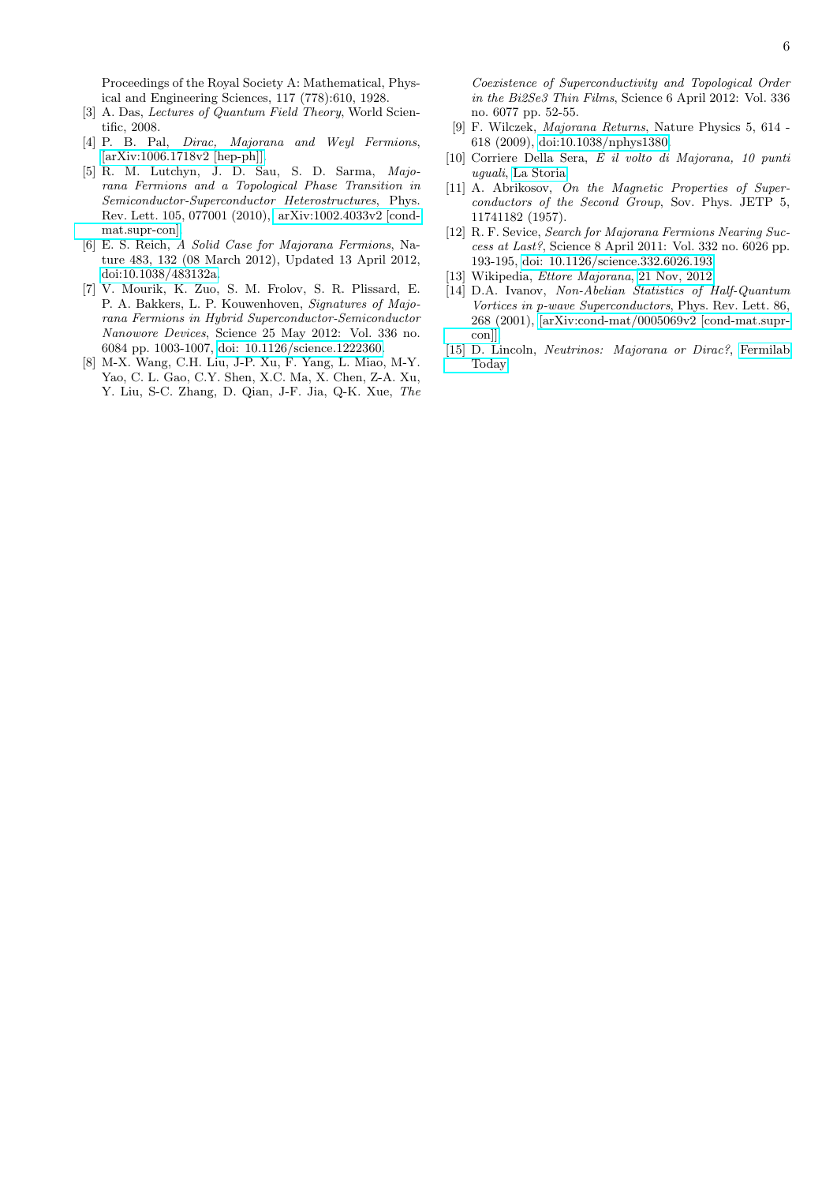Proceedings of the Royal Society A: Mathematical, Physical and Engineering Sciences, 117 (778):610, 1928.

[3] A. Das, *Lectures of Quantum Field Theory*, World Scientific, 2008.

[4] P. B. Pal, *Dirac, Majorana and Weyl Fermions*, [arXiv:1006.1718v2 [hep-ph]].

[5] R. M. Lutchyn, J. D. Sau, S. D. Sarma, *Majorana Fermions and a Topological Phase Transition in Semiconductor-Superconductor Heterostructures*, Phys. Rev. Lett. 105, 077001 (2010), arXiv:1002.4033v2 [cond-mat.supr-con].

[6] E. S. Reich, *A Solid Case for Majorana Fermions*, Nature 483, 132 (08 March 2012), Updated 13 April 2012, doi:10.1038/483132a.

[7] V. Mourik, K. Zuo, S. M. Frolov, S. R. Plissard, E. P. A. Bakkers, L. P. Kouwenhoven, *Signatures of Majorana Fermions in Hybrid Superconductor-Semiconductor Nanowore Devices*, Science 25 May 2012: Vol. 336 no. 6084 pp. 1003-1007, doi: 10.1126/science.1222360.

[8] M-X. Wang, C.H. Liu, J-P. Xu, F. Yang, L. Miao, M-Y. Yao, C. L. Gao, C.Y. Shen, X.C. Ma, X. Chen, Z-A. Xu, Y. Liu, S-C. Zhang, D. Qian, J-F. Jia, Q-K. Xue, *The Coexistence of Superconductivity and Topological Order in the Bi2Se3 Thin Films*, Science 6 April 2012: Vol. 336 no. 6077 pp. 52-55.

[9] F. Wilczek, *Majorana Returns*, Nature Physics 5, 614 - 618 (2009), doi:10.1038/nphys1380.

[10] Corriere Della Sera, *E il volto di Majorana, 10 punti uguali*, La Storia.

[11] A. Abrikosov, *On the Magnetic Properties of Superconductors of the Second Group*, Sov. Phys. JETP 5, 11741182 (1957).

[12] R. F. Sevice, *Search for Majorana Fermions Nearing Success at Last?*, Science 8 April 2011: Vol. 332 no. 6026 pp. 193-195, doi: 10.1126/science.332.6026.193.

[13] Wikipedia, *Ettore Majorana*, 21 Nov, 2012.

[14] D.A. Ivanov, *Non-Abelian Statistics of Half-Quantum Vortices in p-wave Superconductors*, Phys. Rev. Lett. 86, 268 (2001), [arXiv:cond-mat/0005069v2 [cond-mat.supr-con]].

[15] D. Lincoln, *Neutrinos: Majorana or Dirac?*, Fermilab Today.